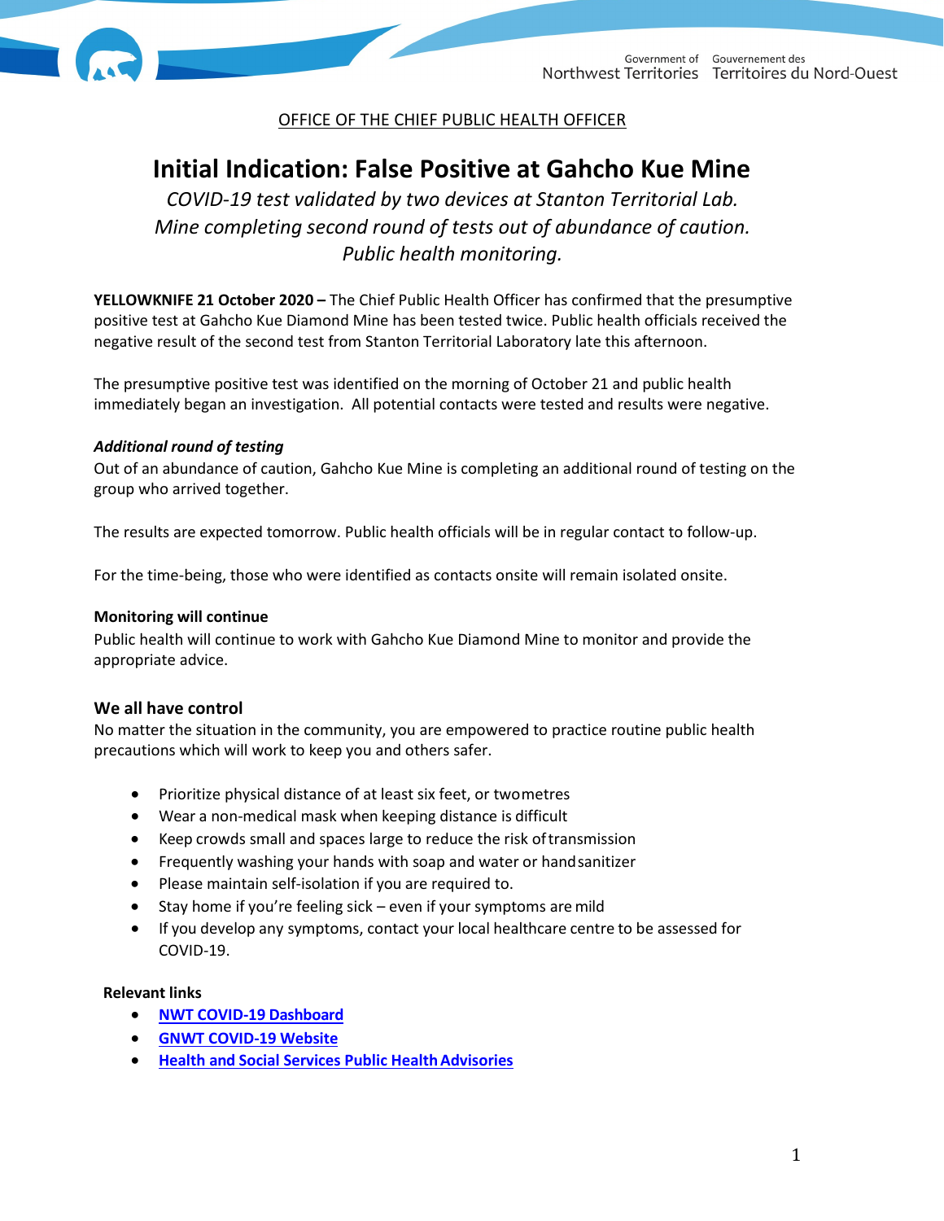Government of Northwest Territories | Gouvernement des Territoires du Nord-Ouest

OFFICE OF THE CHIEF PUBLIC HEALTH OFFICER

# Initial Indication: False Positive at Gahcho Kue Mine

*COVID-19 test validated by two devices at Stanton Territorial Lab.*
*Mine completing second round of tests out of abundance of caution.*
*Public health monitoring.*

**YELLOWKNIFE 21 October 2020 –** The Chief Public Health Officer has confirmed that the presumptive positive test at Gahcho Kue Diamond Mine has been tested twice. Public health officials received the negative result of the second test from Stanton Territorial Laboratory late this afternoon.

The presumptive positive test was identified on the morning of October 21 and public health immediately began an investigation. All potential contacts were tested and results were negative.

***Additional round of testing***

Out of an abundance of caution, Gahcho Kue Mine is completing an additional round of testing on the group who arrived together.

The results are expected tomorrow. Public health officials will be in regular contact to follow-up.

For the time-being, those who were identified as contacts onsite will remain isolated onsite.

**Monitoring will continue**

Public health will continue to work with Gahcho Kue Diamond Mine to monitor and provide the appropriate advice.

### We all have control

No matter the situation in the community, you are empowered to practice routine public health precautions which will work to keep you and others safer.

- Prioritize physical distance of at least six feet, or two metres
- Wear a non-medical mask when keeping distance is difficult
- Keep crowds small and spaces large to reduce the risk of transmission
- Frequently washing your hands with soap and water or hand sanitizer
- Please maintain self-isolation if you are required to.
- Stay home if you're feeling sick – even if your symptoms are mild
- If you develop any symptoms, contact your local healthcare centre to be assessed for COVID-19.

**Relevant links**

- **NWT COVID-19 Dashboard**
- **GNWT COVID-19 Website**
- **Health and Social Services Public Health Advisories**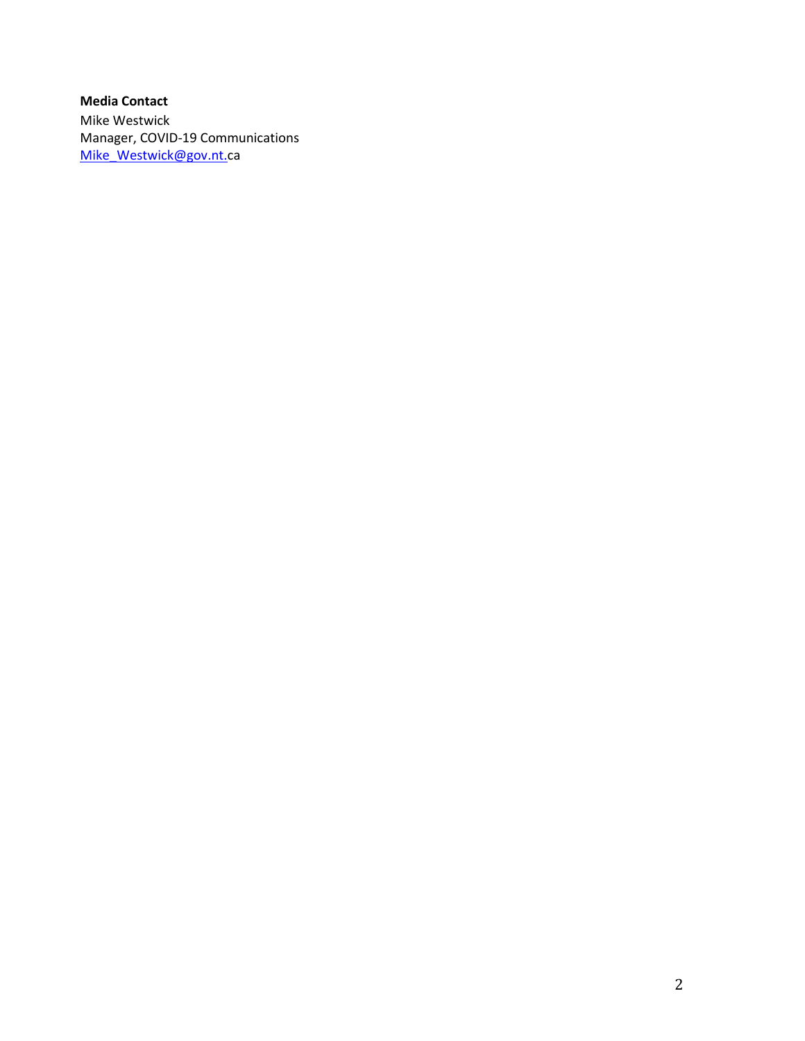**Media Contact**
Mike Westwick
Manager, COVID-19 Communications
Mike_Westwick@gov.nt.ca